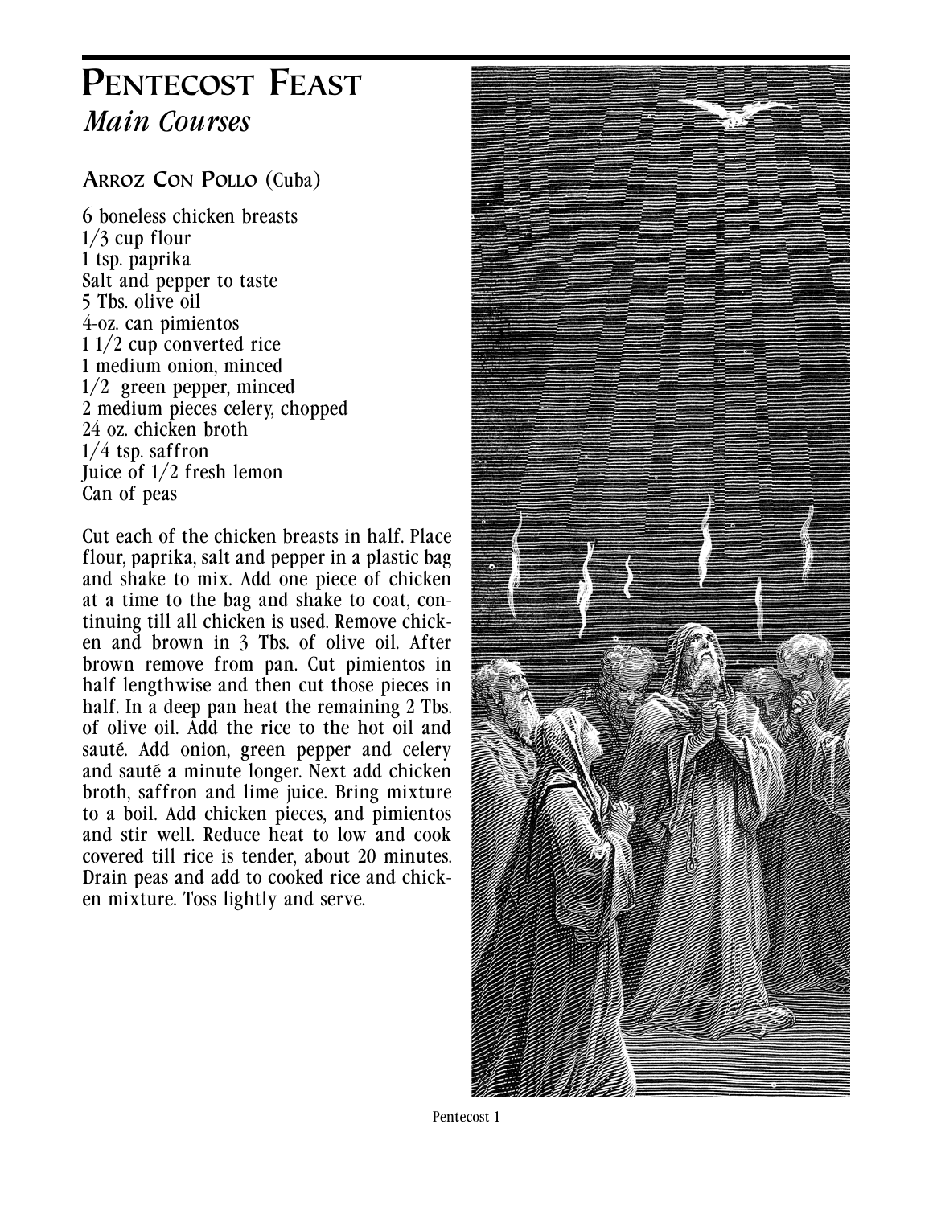# Pentecost Feast

## *Main Courses*

### Arroz Con Pollo (Cuba)

6 boneless chicken breasts
1/3 cup flour
1 tsp. paprika
Salt and pepper to taste
5 Tbs. olive oil
4-oz. can pimientos
1 1/2 cup converted rice
1 medium onion, minced
1/2 green pepper, minced
2 medium pieces celery, chopped
24 oz. chicken broth
1/4 tsp. saffron
Juice of 1/2 fresh lemon
Can of peas

Cut each of the chicken breasts in half. Place flour, paprika, salt and pepper in a plastic bag and shake to mix. Add one piece of chicken at a time to the bag and shake to coat, continuing till all chicken is used. Remove chicken and brown in 3 Tbs. of olive oil. After brown remove from pan. Cut pimientos in half lengthwise and then cut those pieces in half. In a deep pan heat the remaining 2 Tbs. of olive oil. Add the rice to the hot oil and sauté. Add onion, green pepper and celery and sauté a minute longer. Next add chicken broth, saffron and lime juice. Bring mixture to a boil. Add chicken pieces, and pimientos and stir well. Reduce heat to low and cook covered till rice is tender, about 20 minutes. Drain peas and add to cooked rice and chicken mixture. Toss lightly and serve.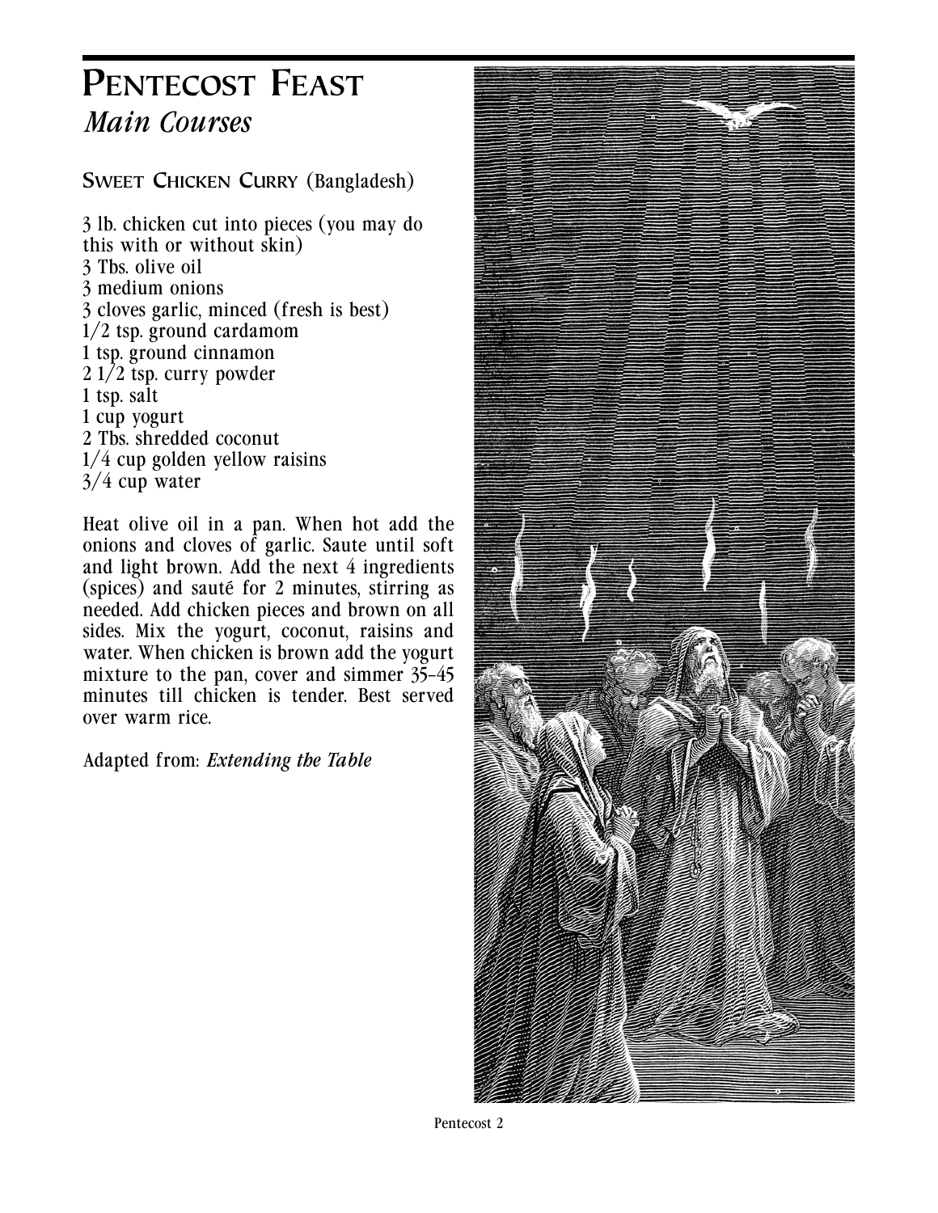# Pentecost Feast

## *Main Courses*

### Sweet Chicken Curry (Bangladesh)

3 lb. chicken cut into pieces (you may do this with or without skin)
3 Tbs. olive oil
3 medium onions
3 cloves garlic, minced (fresh is best)
1/2 tsp. ground cardamom
1 tsp. ground cinnamon
2 1/2 tsp. curry powder
1 tsp. salt
1 cup yogurt
2 Tbs. shredded coconut
1/4 cup golden yellow raisins
3/4 cup water

Heat olive oil in a pan. When hot add the onions and cloves of garlic. Saute until soft and light brown. Add the next 4 ingredients (spices) and sauté for 2 minutes, stirring as needed. Add chicken pieces and brown on all sides. Mix the yogurt, coconut, raisins and water. When chicken is brown add the yogurt mixture to the pan, cover and simmer 35–45 minutes till chicken is tender. Best served over warm rice.

Adapted from: *Extending the Table*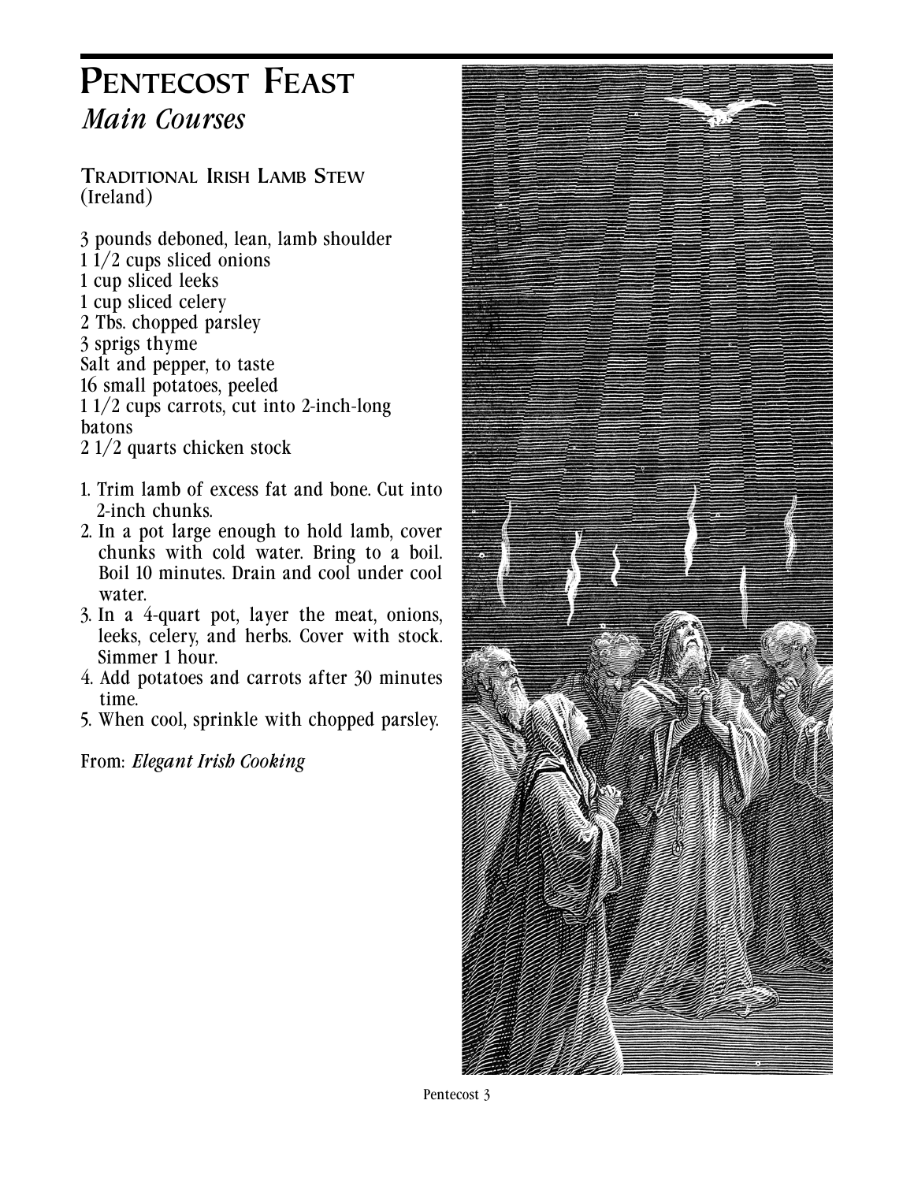# Pentecost Feast

## *Main Courses*

### Traditional Irish Lamb Stew
(Ireland)

3 pounds deboned, lean, lamb shoulder
1 1/2 cups sliced onions
1 cup sliced leeks
1 cup sliced celery
2 Tbs. chopped parsley
3 sprigs thyme
Salt and pepper, to taste
16 small potatoes, peeled
1 1/2 cups carrots, cut into 2-inch-long batons
2 1/2 quarts chicken stock

1. Trim lamb of excess fat and bone. Cut into 2-inch chunks.
2. In a pot large enough to hold lamb, cover chunks with cold water. Bring to a boil. Boil 10 minutes. Drain and cool under cool water.
3. In a 4-quart pot, layer the meat, onions, leeks, celery, and herbs. Cover with stock. Simmer 1 hour.
4. Add potatoes and carrots after 30 minutes time.
5. When cool, sprinkle with chopped parsley.

From: *Elegant Irish Cooking*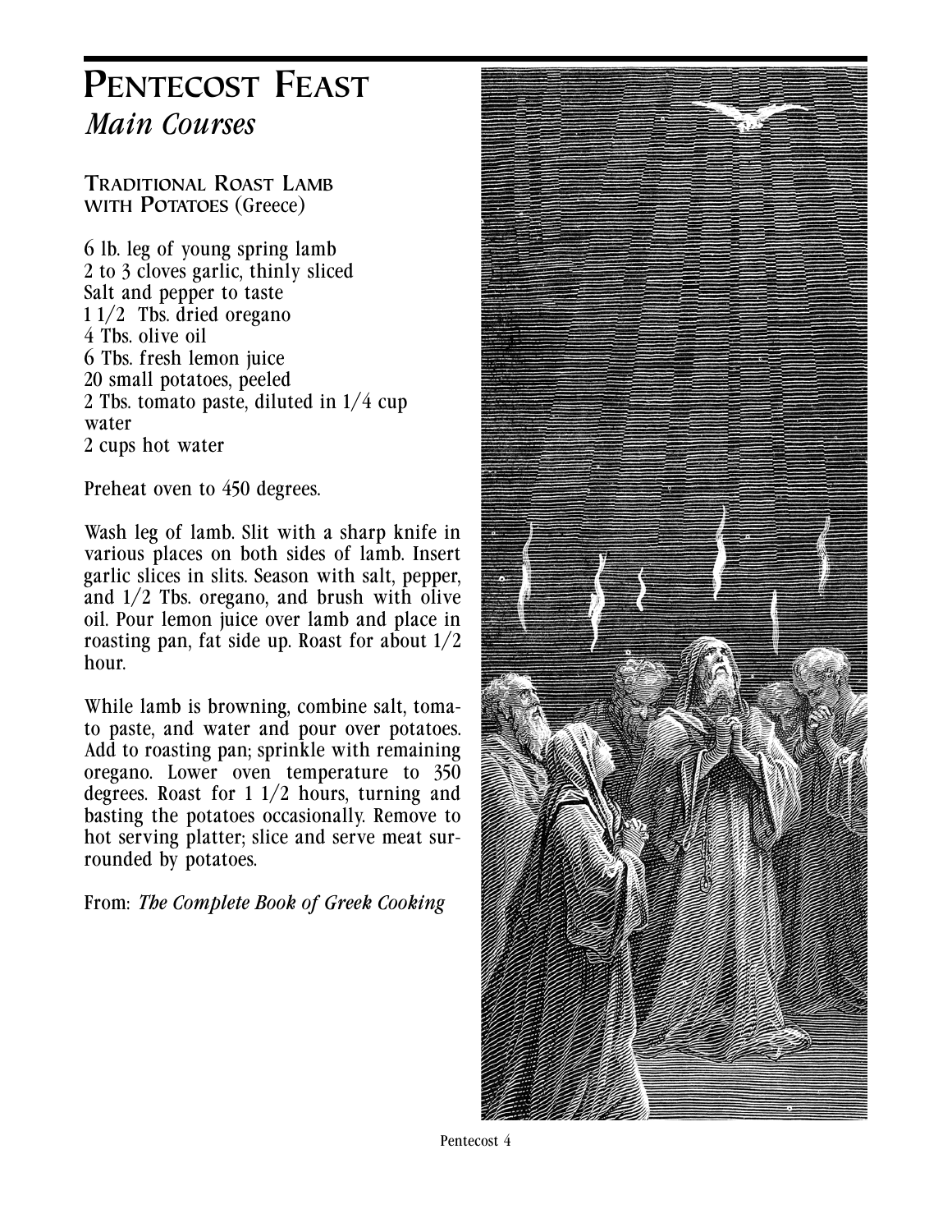# Pentecost Feast

## *Main Courses*

### Traditional Roast Lamb with Potatoes (Greece)

6 lb. leg of young spring lamb
2 to 3 cloves garlic, thinly sliced
Salt and pepper to taste
1 1/2 Tbs. dried oregano
4 Tbs. olive oil
6 Tbs. fresh lemon juice
20 small potatoes, peeled
2 Tbs. tomato paste, diluted in 1/4 cup water
2 cups hot water

Preheat oven to 450 degrees.

Wash leg of lamb. Slit with a sharp knife in various places on both sides of lamb. Insert garlic slices in slits. Season with salt, pepper, and 1/2 Tbs. oregano, and brush with olive oil. Pour lemon juice over lamb and place in roasting pan, fat side up. Roast for about 1/2 hour.

While lamb is browning, combine salt, tomato paste, and water and pour over potatoes. Add to roasting pan; sprinkle with remaining oregano. Lower oven temperature to 350 degrees. Roast for 1 1/2 hours, turning and basting the potatoes occasionally. Remove to hot serving platter; slice and serve meat surrounded by potatoes.

From: ***The Complete Book of Greek Cooking***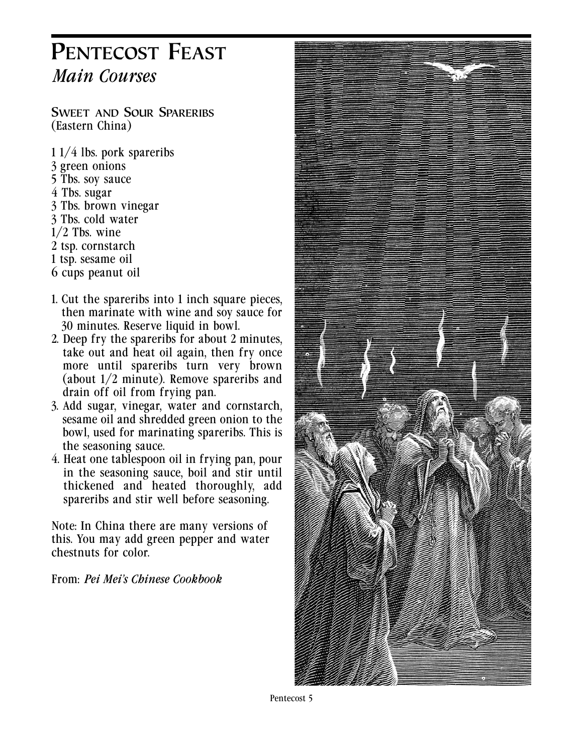# Pentecost Feast

## *Main Courses*

### Sweet and Sour Spareribs
(Eastern China)

1 1/4 lbs. pork spareribs
3 green onions
5 Tbs. soy sauce
4 Tbs. sugar
3 Tbs. brown vinegar
3 Tbs. cold water
1/2 Tbs. wine
2 tsp. cornstarch
1 tsp. sesame oil
6 cups peanut oil

1. Cut the spareribs into 1 inch square pieces, then marinate with wine and soy sauce for 30 minutes. Reserve liquid in bowl.
2. Deep fry the spareribs for about 2 minutes, take out and heat oil again, then fry once more until spareribs turn very brown (about 1/2 minute). Remove spareribs and drain off oil from frying pan.
3. Add sugar, vinegar, water and cornstarch, sesame oil and shredded green onion to the bowl, used for marinating spareribs. This is the seasoning sauce.
4. Heat one tablespoon oil in frying pan, pour in the seasoning sauce, boil and stir until thickened and heated thoroughly, add spareribs and stir well before seasoning.

Note: In China there are many versions of this. You may add green pepper and water chestnuts for color.

From: *Pei Mei's Chinese Cookbook*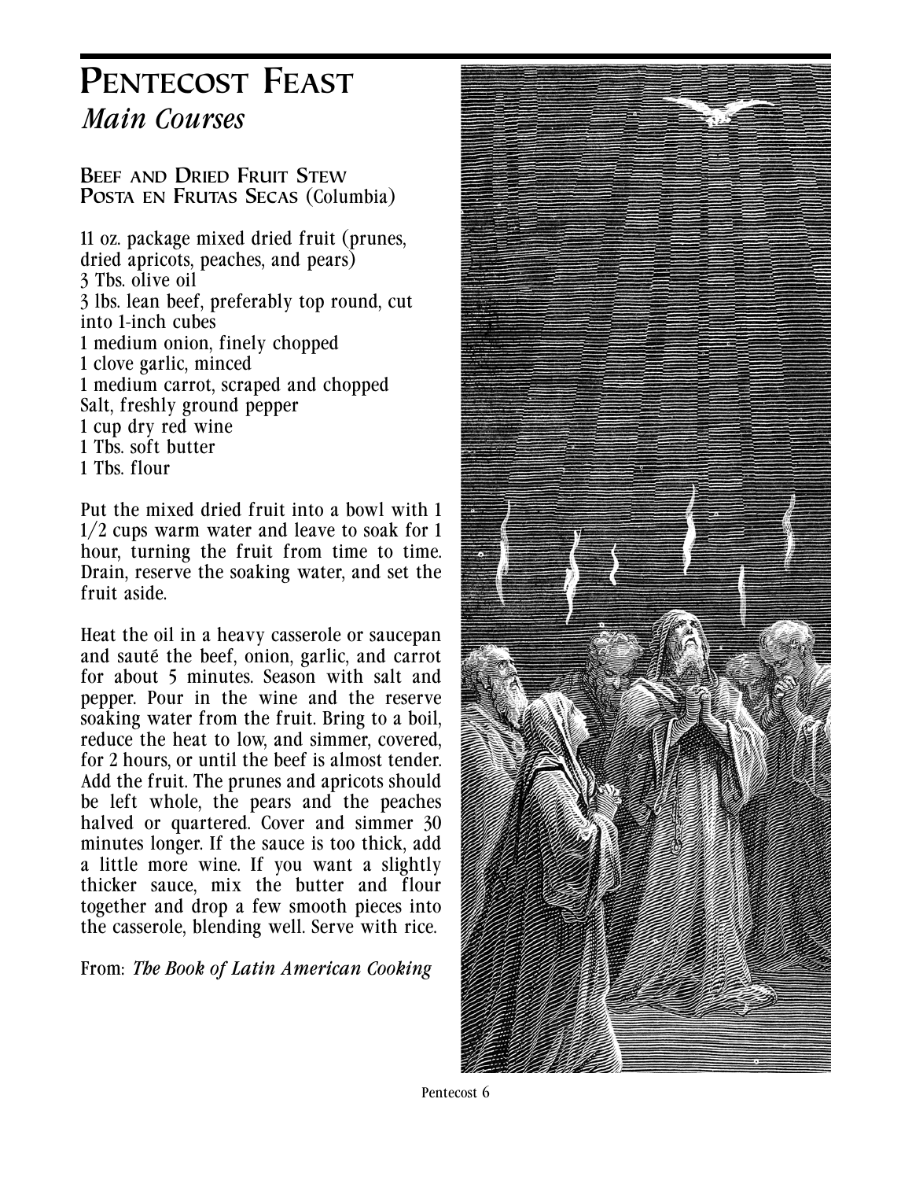# Pentecost Feast

*Main Courses*

## Beef and Dried Fruit Stew
## Posta en Frutas Secas (Columbia)

11 oz. package mixed dried fruit (prunes, dried apricots, peaches, and pears)
3 Tbs. olive oil
3 lbs. lean beef, preferably top round, cut into 1-inch cubes
1 medium onion, finely chopped
1 clove garlic, minced
1 medium carrot, scraped and chopped
Salt, freshly ground pepper
1 cup dry red wine
1 Tbs. soft butter
1 Tbs. flour

Put the mixed dried fruit into a bowl with 1 1/2 cups warm water and leave to soak for 1 hour, turning the fruit from time to time. Drain, reserve the soaking water, and set the fruit aside.

Heat the oil in a heavy casserole or saucepan and sauté the beef, onion, garlic, and carrot for about 5 minutes. Season with salt and pepper. Pour in the wine and the reserve soaking water from the fruit. Bring to a boil, reduce the heat to low, and simmer, covered, for 2 hours, or until the beef is almost tender. Add the fruit. The prunes and apricots should be left whole, the pears and the peaches halved or quartered. Cover and simmer 30 minutes longer. If the sauce is too thick, add a little more wine. If you want a slightly thicker sauce, mix the butter and flour together and drop a few smooth pieces into the casserole, blending well. Serve with rice.

From: *The Book of Latin American Cooking*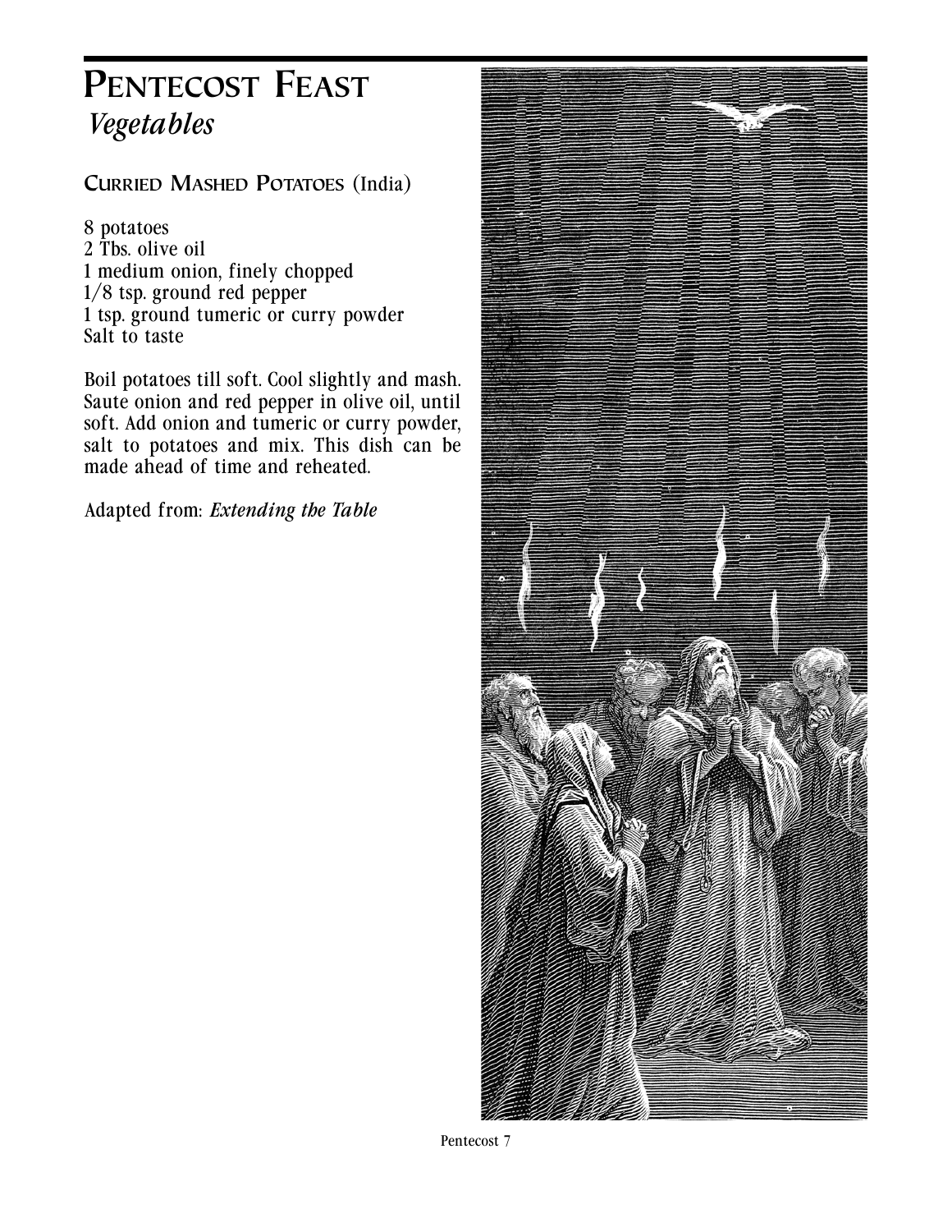# Pentecost Feast

## *Vegetables*

### Curried Mashed Potatoes (India)

8 potatoes
2 Tbs. olive oil
1 medium onion, finely chopped
1/8 tsp. ground red pepper
1 tsp. ground tumeric or curry powder
Salt to taste

Boil potatoes till soft. Cool slightly and mash. Saute onion and red pepper in olive oil, until soft. Add onion and tumeric or curry powder, salt to potatoes and mix. This dish can be made ahead of time and reheated.

Adapted from: ***Extending the Table***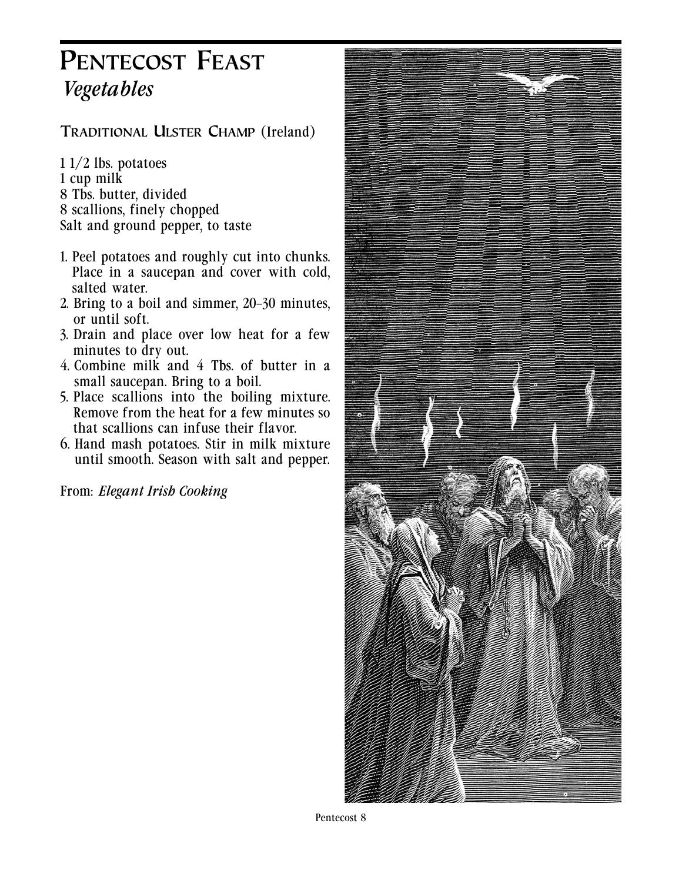# Pentecost Feast

## *Vegetables*

### Traditional Ulster Champ (Ireland)

1 1/2 lbs. potatoes
1 cup milk
8 Tbs. butter, divided
8 scallions, finely chopped
Salt and ground pepper, to taste

1. Peel potatoes and roughly cut into chunks. Place in a saucepan and cover with cold, salted water.
2. Bring to a boil and simmer, 20–30 minutes, or until soft.
3. Drain and place over low heat for a few minutes to dry out.
4. Combine milk and 4 Tbs. of butter in a small saucepan. Bring to a boil.
5. Place scallions into the boiling mixture. Remove from the heat for a few minutes so that scallions can infuse their flavor.
6. Hand mash potatoes. Stir in milk mixture until smooth. Season with salt and pepper.

From: *Elegant Irish Cooking*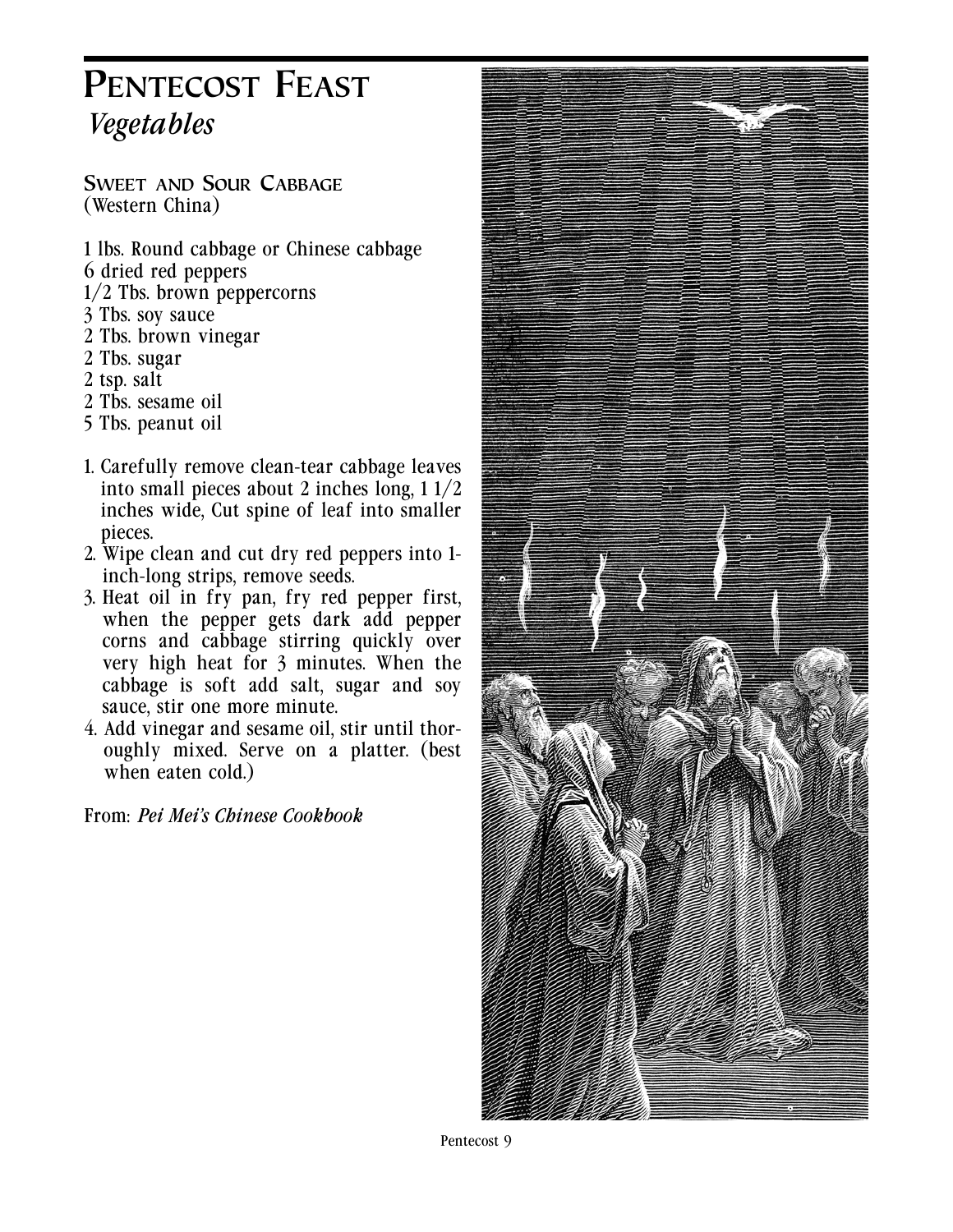# Pentecost Feast

## *Vegetables*

### Sweet and Sour Cabbage
(Western China)

1 lbs. Round cabbage or Chinese cabbage
6 dried red peppers
1/2 Tbs. brown peppercorns
3 Tbs. soy sauce
2 Tbs. brown vinegar
2 Tbs. sugar
2 tsp. salt
2 Tbs. sesame oil
5 Tbs. peanut oil

1. Carefully remove clean-tear cabbage leaves into small pieces about 2 inches long, 1 1/2 inches wide, Cut spine of leaf into smaller pieces.
2. Wipe clean and cut dry red peppers into 1-inch-long strips, remove seeds.
3. Heat oil in fry pan, fry red pepper first, when the pepper gets dark add pepper corns and cabbage stirring quickly over very high heat for 3 minutes. When the cabbage is soft add salt, sugar and soy sauce, stir one more minute.
4. Add vinegar and sesame oil, stir until thoroughly mixed. Serve on a platter. (best when eaten cold.)

From: *Pei Mei's Chinese Cookbook*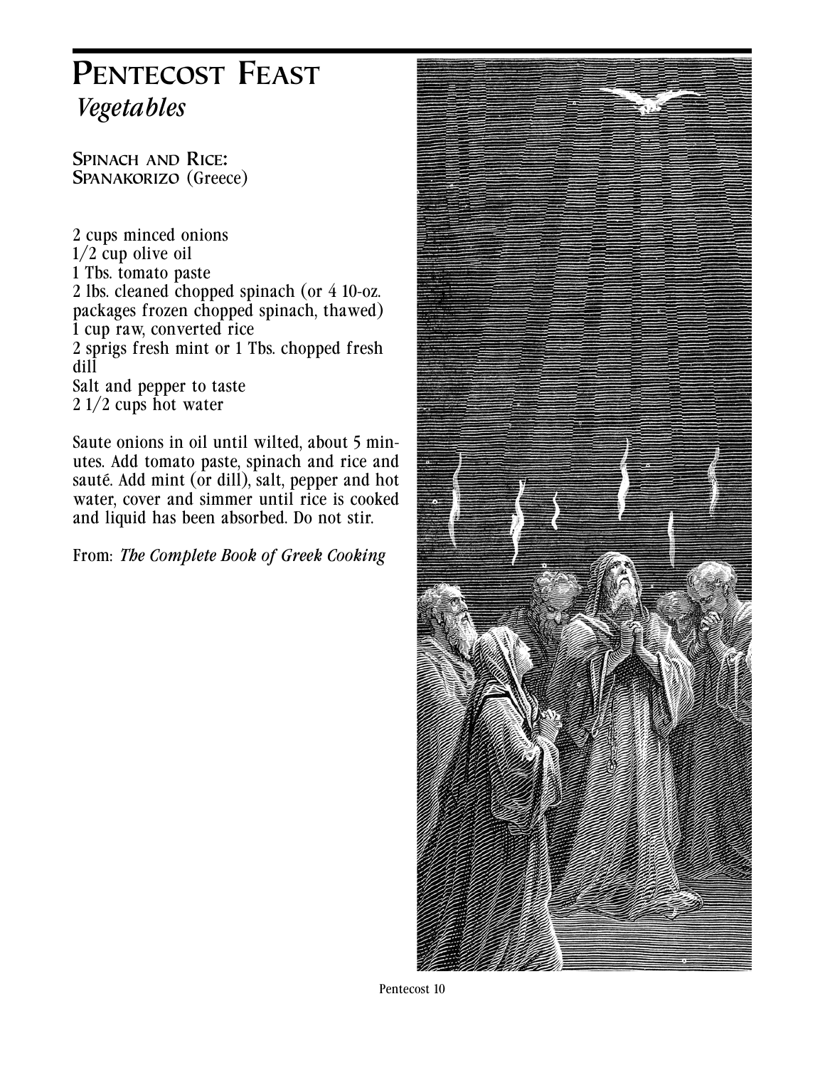# Pentecost Feast

## *Vegetables*

### Spinach and Rice: Spanakorizo (Greece)

2 cups minced onions
1/2 cup olive oil
1 Tbs. tomato paste
2 lbs. cleaned chopped spinach (or 4 10-oz. packages frozen chopped spinach, thawed)
1 cup raw, converted rice
2 sprigs fresh mint or 1 Tbs. chopped fresh dill
Salt and pepper to taste
2 1/2 cups hot water

Saute onions in oil until wilted, about 5 minutes. Add tomato paste, spinach and rice and sauté. Add mint (or dill), salt, pepper and hot water, cover and simmer until rice is cooked and liquid has been absorbed. Do not stir.

From: *The Complete Book of Greek Cooking*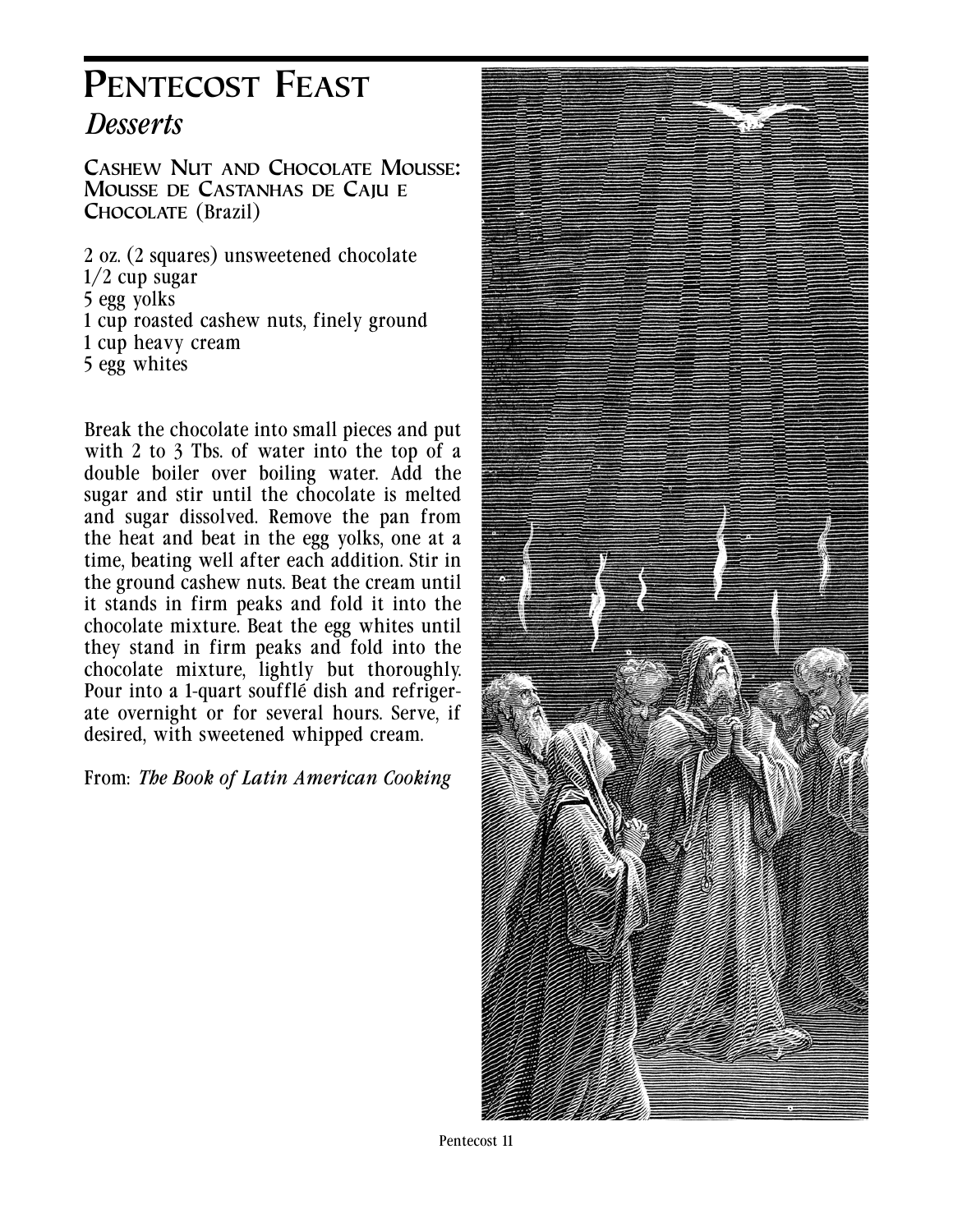# Pentecost Feast

## *Desserts*

### Cashew Nut and Chocolate Mousse: Mousse de Castanhas de Caju e Chocolate (Brazil)

2 oz. (2 squares) unsweetened chocolate
1/2 cup sugar
5 egg yolks
1 cup roasted cashew nuts, finely ground
1 cup heavy cream
5 egg whites

Break the chocolate into small pieces and put with 2 to 3 Tbs. of water into the top of a double boiler over boiling water. Add the sugar and stir until the chocolate is melted and sugar dissolved. Remove the pan from the heat and beat in the egg yolks, one at a time, beating well after each addition. Stir in the ground cashew nuts. Beat the cream until it stands in firm peaks and fold it into the chocolate mixture. Beat the egg whites until they stand in firm peaks and fold into the chocolate mixture, lightly but thoroughly. Pour into a 1-quart soufflé dish and refrigerate overnight or for several hours. Serve, if desired, with sweetened whipped cream.

From: *The Book of Latin American Cooking*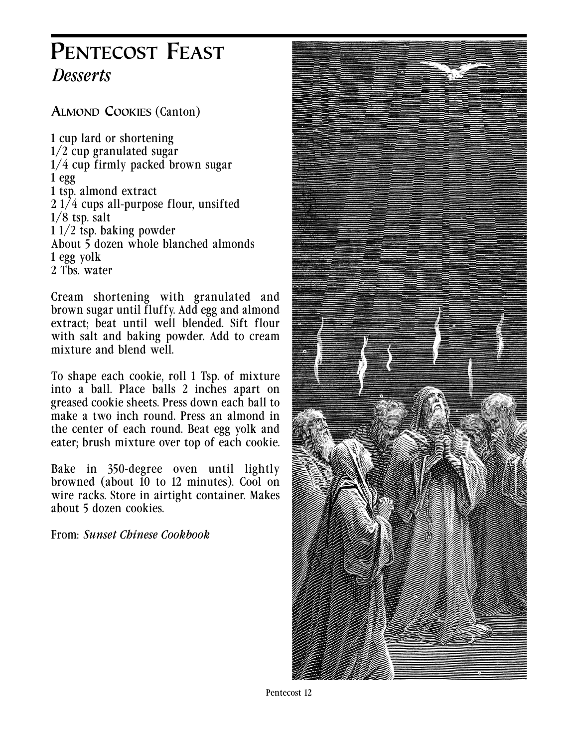# Pentecost Feast

## *Desserts*

### Almond Cookies (Canton)

1 cup lard or shortening
1/2 cup granulated sugar
1/4 cup firmly packed brown sugar
1 egg
1 tsp. almond extract
2 1/4 cups all-purpose flour, unsifted
1/8 tsp. salt
1 1/2 tsp. baking powder
About 5 dozen whole blanched almonds
1 egg yolk
2 Tbs. water

Cream shortening with granulated and brown sugar until fluffy. Add egg and almond extract; beat until well blended. Sift flour with salt and baking powder. Add to cream mixture and blend well.

To shape each cookie, roll 1 Tsp. of mixture into a ball. Place balls 2 inches apart on greased cookie sheets. Press down each ball to make a two inch round. Press an almond in the center of each round. Beat egg yolk and eater; brush mixture over top of each cookie.

Bake in 350-degree oven until lightly browned (about 10 to 12 minutes). Cool on wire racks. Store in airtight container. Makes about 5 dozen cookies.

From: ***Sunset Chinese Cookbook***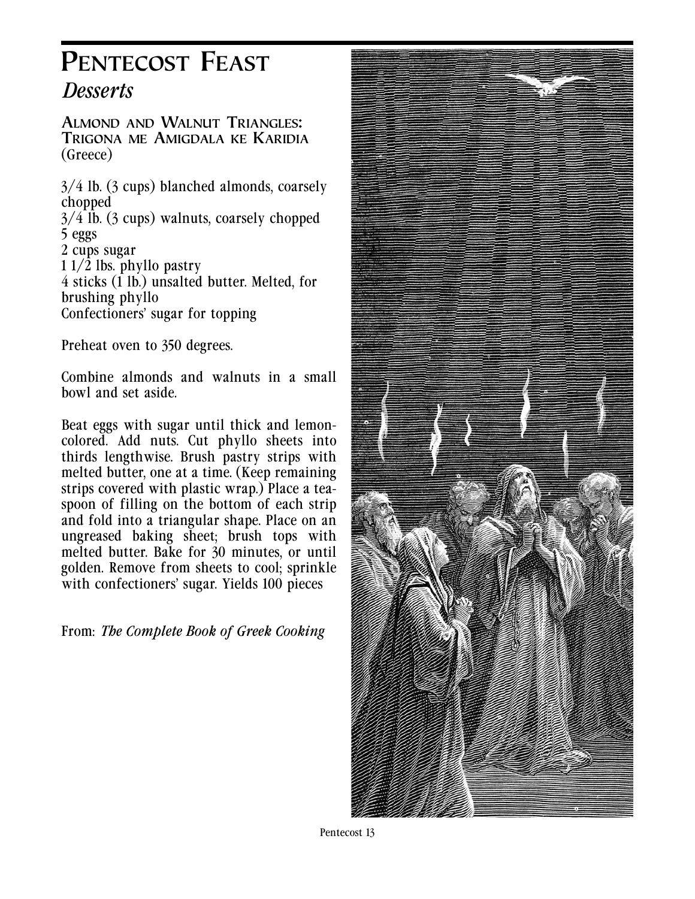# Pentecost Feast

## *Desserts*

### Almond and Walnut Triangles: Trigona me Amigdala ke Karidia
(Greece)

3/4 lb. (3 cups) blanched almonds, coarsely chopped
3/4 lb. (3 cups) walnuts, coarsely chopped
5 eggs
2 cups sugar
1 1/2 lbs. phyllo pastry
4 sticks (1 lb.) unsalted butter. Melted, for brushing phyllo
Confectioners' sugar for topping

Preheat oven to 350 degrees.

Combine almonds and walnuts in a small bowl and set aside.

Beat eggs with sugar until thick and lemon-colored. Add nuts. Cut phyllo sheets into thirds lengthwise. Brush pastry strips with melted butter, one at a time. (Keep remaining strips covered with plastic wrap.) Place a teaspoon of filling on the bottom of each strip and fold into a triangular shape. Place on an ungreased baking sheet; brush tops with melted butter. Bake for 30 minutes, or until golden. Remove from sheets to cool; sprinkle with confectioners' sugar. Yields 100 pieces

From: *The Complete Book of Greek Cooking*